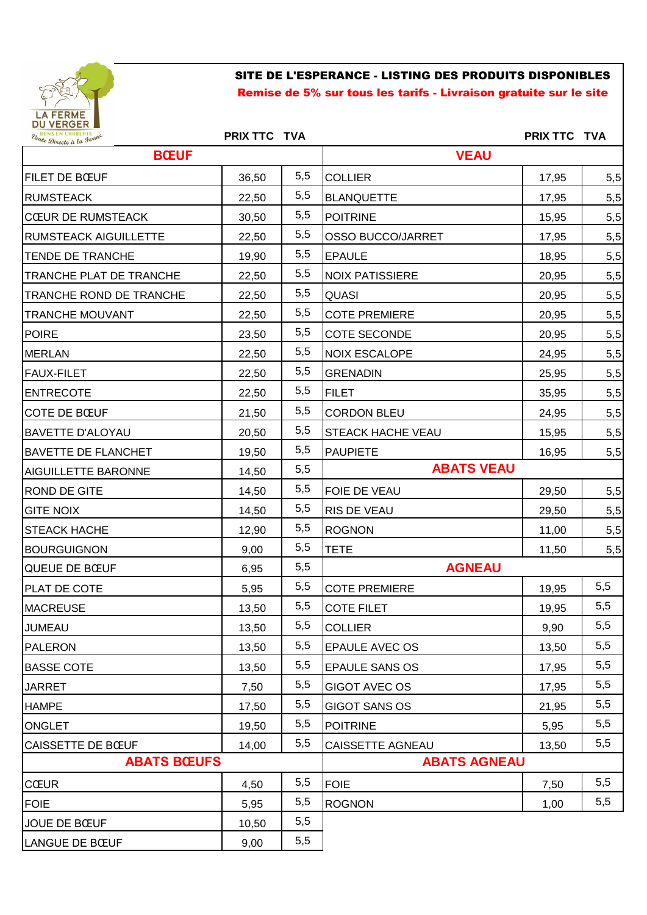LA FERME DU VERGER
BONS EN CHABLAIS
Vente Directe à la Ferme

## SITE DE L'ESPERANCE - LISTING DES PRODUITS DISPONIBLES

**Remise de 5% sur tous les tarifs - Livraison gratuite sur le site**

| BŒUF | PRIX TTC | TVA |
|---|---|---|
| FILET DE BŒUF | 36,50 | 5,5 |
| RUMSTEACK | 22,50 | 5,5 |
| CŒUR DE RUMSTEACK | 30,50 | 5,5 |
| RUMSTEACK AIGUILLETTE | 22,50 | 5,5 |
| TENDE DE TRANCHE | 19,90 | 5,5 |
| TRANCHE PLAT DE TRANCHE | 22,50 | 5,5 |
| TRANCHE ROND DE TRANCHE | 22,50 | 5,5 |
| TRANCHE MOUVANT | 22,50 | 5,5 |
| POIRE | 23,50 | 5,5 |
| MERLAN | 22,50 | 5,5 |
| FAUX-FILET | 22,50 | 5,5 |
| ENTRECOTE | 22,50 | 5,5 |
| COTE DE BŒUF | 21,50 | 5,5 |
| BAVETTE D'ALOYAU | 20,50 | 5,5 |
| BAVETTE DE FLANCHET | 19,50 | 5,5 |
| AIGUILLETTE BARONNE | 14,50 | 5,5 |
| ROND DE GITE | 14,50 | 5,5 |
| GITE NOIX | 14,50 | 5,5 |
| STEACK HACHE | 12,90 | 5,5 |
| BOURGUIGNON | 9,00 | 5,5 |
| QUEUE DE BŒUF | 6,95 | 5,5 |
| PLAT DE COTE | 5,95 | 5,5 |
| MACREUSE | 13,50 | 5,5 |
| JUMEAU | 13,50 | 5,5 |
| PALERON | 13,50 | 5,5 |
| BASSE COTE | 13,50 | 5,5 |
| JARRET | 7,50 | 5,5 |
| HAMPE | 17,50 | 5,5 |
| ONGLET | 19,50 | 5,5 |
| CAISSETTE DE BŒUF | 14,00 | 5,5 |
| **ABATS BŒUFS** | | |
| CŒUR | 4,50 | 5,5 |
| FOIE | 5,95 | 5,5 |
| JOUE DE BŒUF | 10,50 | 5,5 |
| LANGUE DE BŒUF | 9,00 | 5,5 |

| VEAU | PRIX TTC | TVA |
|---|---|---|
| COLLIER | 17,95 | 5,5 |
| BLANQUETTE | 17,95 | 5,5 |
| POITRINE | 15,95 | 5,5 |
| OSSO BUCCO/JARRET | 17,95 | 5,5 |
| EPAULE | 18,95 | 5,5 |
| NOIX PATISSIERE | 20,95 | 5,5 |
| QUASI | 20,95 | 5,5 |
| COTE PREMIERE | 20,95 | 5,5 |
| COTE SECONDE | 20,95 | 5,5 |
| NOIX ESCALOPE | 24,95 | 5,5 |
| GRENADIN | 25,95 | 5,5 |
| FILET | 35,95 | 5,5 |
| CORDON BLEU | 24,95 | 5,5 |
| STEACK HACHE VEAU | 15,95 | 5,5 |
| PAUPIETE | 16,95 | 5,5 |
| **ABATS VEAU** | | |
| FOIE DE VEAU | 29,50 | 5,5 |
| RIS DE VEAU | 29,50 | 5,5 |
| ROGNON | 11,00 | 5,5 |
| TETE | 11,50 | 5,5 |
| **AGNEAU** | | |
| COTE PREMIERE | 19,95 | 5,5 |
| COTE FILET | 19,95 | 5,5 |
| COLLIER | 9,90 | 5,5 |
| EPAULE AVEC OS | 13,50 | 5,5 |
| EPAULE SANS OS | 17,95 | 5,5 |
| GIGOT AVEC OS | 17,95 | 5,5 |
| GIGOT SANS OS | 21,95 | 5,5 |
| POITRINE | 5,95 | 5,5 |
| CAISSETTE AGNEAU | 13,50 | 5,5 |
| **ABATS AGNEAU** | | |
| FOIE | 7,50 | 5,5 |
| ROGNON | 1,00 | 5,5 |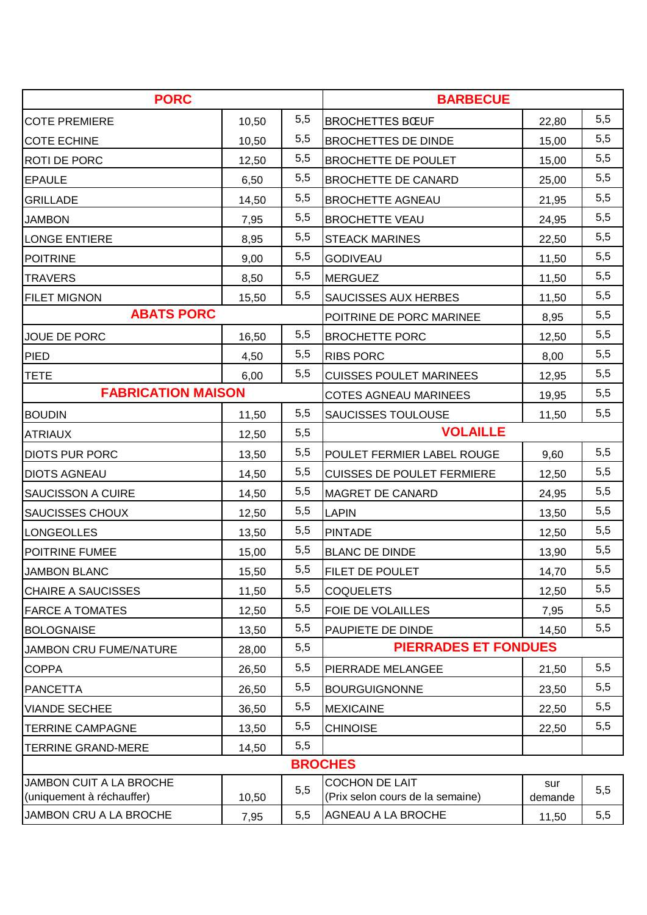| PORC | | | BARBECUE | | |
|---|---|---|---|---|---|
| COTE PREMIERE | 10,50 | 5,5 | BROCHETTES BŒUF | 22,80 | 5,5 |
| COTE ECHINE | 10,50 | 5,5 | BROCHETTES DE DINDE | 15,00 | 5,5 |
| ROTI DE PORC | 12,50 | 5,5 | BROCHETTE DE POULET | 15,00 | 5,5 |
| EPAULE | 6,50 | 5,5 | BROCHETTE DE CANARD | 25,00 | 5,5 |
| GRILLADE | 14,50 | 5,5 | BROCHETTE AGNEAU | 21,95 | 5,5 |
| JAMBON | 7,95 | 5,5 | BROCHETTE VEAU | 24,95 | 5,5 |
| LONGE ENTIERE | 8,95 | 5,5 | STEACK MARINES | 22,50 | 5,5 |
| POITRINE | 9,00 | 5,5 | GODIVEAU | 11,50 | 5,5 |
| TRAVERS | 8,50 | 5,5 | MERGUEZ | 11,50 | 5,5 |
| FILET MIGNON | 15,50 | 5,5 | SAUCISSES AUX HERBES | 11,50 | 5,5 |
| **ABATS PORC** | | | POITRINE DE PORC MARINEE | 8,95 | 5,5 |
| JOUE DE PORC | 16,50 | 5,5 | BROCHETTE PORC | 12,50 | 5,5 |
| PIED | 4,50 | 5,5 | RIBS PORC | 8,00 | 5,5 |
| TETE | 6,00 | 5,5 | CUISSES POULET MARINEES | 12,95 | 5,5 |
| **FABRICATION MAISON** | | | COTES AGNEAU MARINEES | 19,95 | 5,5 |
| BOUDIN | 11,50 | 5,5 | SAUCISSES TOULOUSE | 11,50 | 5,5 |
| ATRIAUX | 12,50 | 5,5 | **VOLAILLE** | | |
| DIOTS PUR PORC | 13,50 | 5,5 | POULET FERMIER LABEL ROUGE | 9,60 | 5,5 |
| DIOTS AGNEAU | 14,50 | 5,5 | CUISSES DE POULET FERMIERE | 12,50 | 5,5 |
| SAUCISSON A CUIRE | 14,50 | 5,5 | MAGRET DE CANARD | 24,95 | 5,5 |
| SAUCISSES CHOUX | 12,50 | 5,5 | LAPIN | 13,50 | 5,5 |
| LONGEOLLES | 13,50 | 5,5 | PINTADE | 12,50 | 5,5 |
| POITRINE FUMEE | 15,00 | 5,5 | BLANC DE DINDE | 13,90 | 5,5 |
| JAMBON BLANC | 15,50 | 5,5 | FILET DE POULET | 14,70 | 5,5 |
| CHAIRE A SAUCISSES | 11,50 | 5,5 | COQUELETS | 12,50 | 5,5 |
| FARCE A TOMATES | 12,50 | 5,5 | FOIE DE VOLAILLES | 7,95 | 5,5 |
| BOLOGNAISE | 13,50 | 5,5 | PAUPIETE DE DINDE | 14,50 | 5,5 |
| JAMBON CRU FUME/NATURE | 28,00 | 5,5 | **PIERRADES ET FONDUES** | | |
| COPPA | 26,50 | 5,5 | PIERRADE MELANGEE | 21,50 | 5,5 |
| PANCETTA | 26,50 | 5,5 | BOURGUIGNONNE | 23,50 | 5,5 |
| VIANDE SECHEE | 36,50 | 5,5 | MEXICAINE | 22,50 | 5,5 |
| TERRINE CAMPAGNE | 13,50 | 5,5 | CHINOISE | 22,50 | 5,5 |
| TERRINE GRAND-MERE | 14,50 | 5,5 | | | |
| **BROCHES** | | | | | |
| JAMBON CUIT A LA BROCHE (uniquement à réchauffer) | 10,50 | 5,5 | COCHON DE LAIT (Prix selon cours de la semaine) | sur demande | 5,5 |
| JAMBON CRU A LA BROCHE | 7,95 | 5,5 | AGNEAU A LA BROCHE | 11,50 | 5,5 |